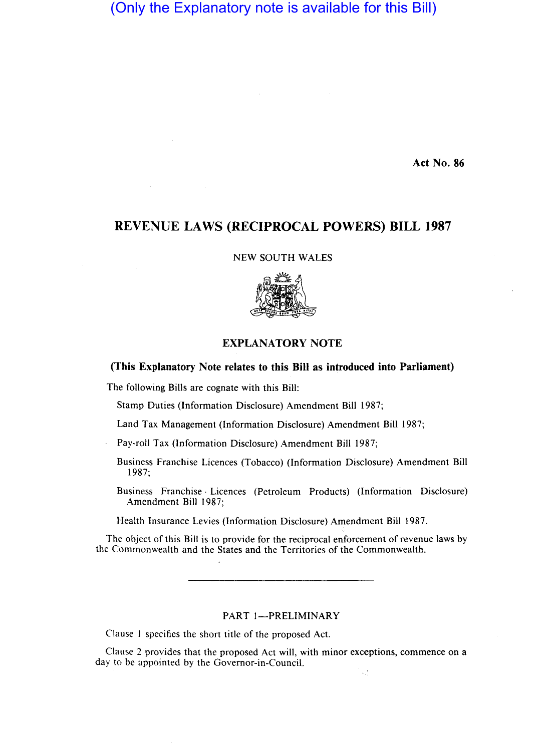(Only the Explanatory note is available for this Bill)

Act No. 86

# REVENUE LAWS (RECIPROCAL POWERS) BILL 1987

NEW SOUTH WALES

## EXPLANATORY NOTE

**(This Explanatory Note relates to this Bill as introduced into Parliament)**

The following Bills are cognate with this Bill:

Stamp Duties (Information Disclosure) Amendment Bill 1987;

Land Tax Management (Information Disclosure) Amendment Bill 1987;

Pay-roll Tax (Information Disclosure) Amendment Bill 1987;

Business Franchise Licences (Tobacco) (Information Disclosure) Amendment Bill 1987;

Business Franchise Licences (Petroleum Products) (Information Disclosure) Amendment Bill 1987;

Health Insurance Levies (Information Disclosure) Amendment Bill 1987.

The object of this Bill is to provide for the reciprocal enforcement of revenue laws by the Commonwealth and the States and the Territories of the Commonwealth.

---

### PART 1—PRELIMINARY

Clause 1 specifies the short title of the proposed Act.

Clause 2 provides that the proposed Act will, with minor exceptions, commence on a day to be appointed by the Governor-in-Council.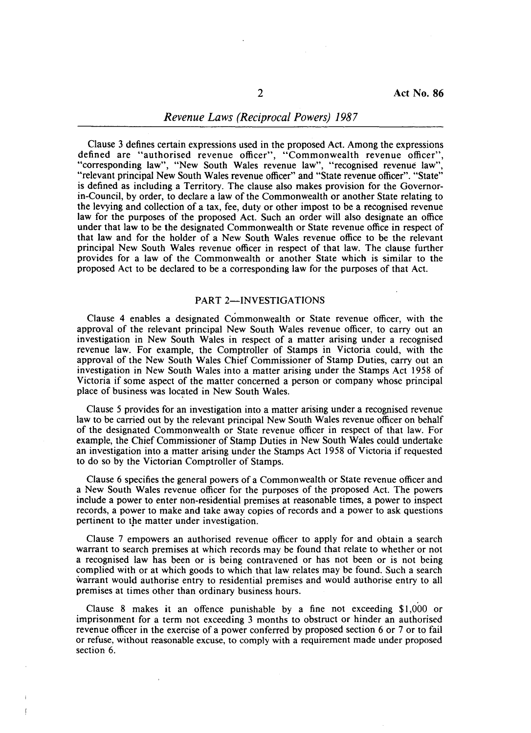Clause 3 defines certain expressions used in the proposed Act. Among the expressions defined are "authorised revenue officer", "Commonwealth revenue officer", "corresponding law", "New South Wales revenue law", "recognised revenue law", "relevant principal New South Wales revenue officer" and "State revenue officer". "State" is defined as including a Territory. The clause also makes provision for the Governor-in-Council, by order, to declare a law of the Commonwealth or another State relating to the levying and collection of a tax, fee, duty or other impost to be a recognised revenue law for the purposes of the proposed Act. Such an order will also designate an office under that law to be the designated Commonwealth or State revenue office in respect of that law and for the holder of a New South Wales revenue office to be the relevant principal New South Wales revenue officer in respect of that law. The clause further provides for a law of the Commonwealth or another State which is similar to the proposed Act to be declared to be a corresponding law for the purposes of that Act.

## PART 2—INVESTIGATIONS

Clause 4 enables a designated Commonwealth or State revenue officer, with the approval of the relevant principal New South Wales revenue officer, to carry out an investigation in New South Wales in respect of a matter arising under a recognised revenue law. For example, the Comptroller of Stamps in Victoria could, with the approval of the New South Wales Chief Commissioner of Stamp Duties, carry out an investigation in New South Wales into a matter arising under the Stamps Act 1958 of Victoria if some aspect of the matter concerned a person or company whose principal place of business was located in New South Wales.

Clause 5 provides for an investigation into a matter arising under a recognised revenue law to be carried out by the relevant principal New South Wales revenue officer on behalf of the designated Commonwealth or State revenue officer in respect of that law. For example, the Chief Commissioner of Stamp Duties in New South Wales could undertake an investigation into a matter arising under the Stamps Act 1958 of Victoria if requested to do so by the Victorian Comptroller of Stamps.

Clause 6 specifies the general powers of a Commonwealth or State revenue officer and a New South Wales revenue officer for the purposes of the proposed Act. The powers include a power to enter non-residential premises at reasonable times, a power to inspect records, a power to make and take away copies of records and a power to ask questions pertinent to the matter under investigation.

Clause 7 empowers an authorised revenue officer to apply for and obtain a search warrant to search premises at which records may be found that relate to whether or not a recognised law has been or is being contravened or has not been or is not being complied with or at which goods to which that law relates may be found. Such a search warrant would authorise entry to residential premises and would authorise entry to all premises at times other than ordinary business hours.

Clause 8 makes it an offence punishable by a fine not exceeding $1,000 or imprisonment for a term not exceeding 3 months to obstruct or hinder an authorised revenue officer in the exercise of a power conferred by proposed section 6 or 7 or to fail or refuse, without reasonable excuse, to comply with a requirement made under proposed section 6.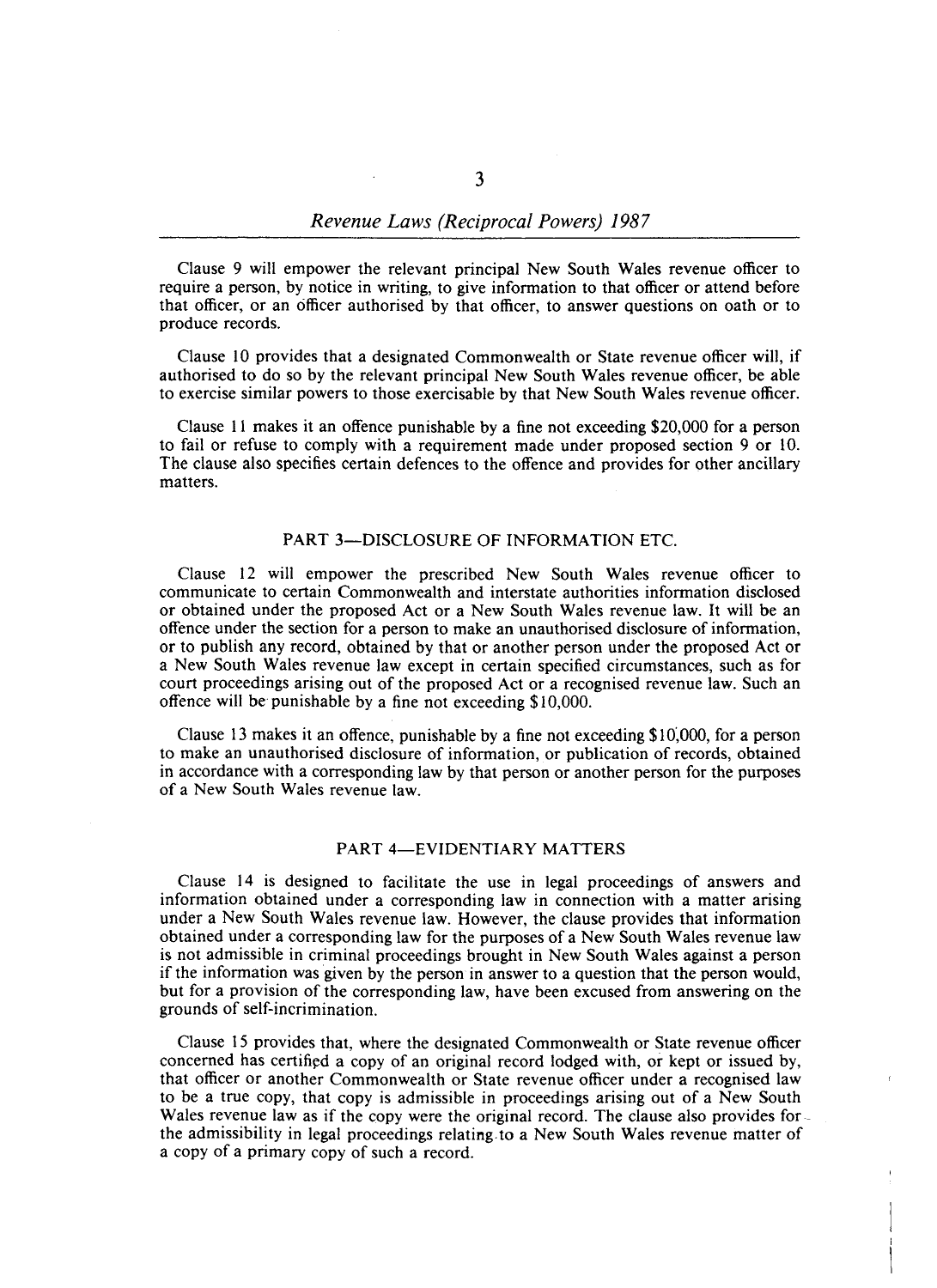Clause 9 will empower the relevant principal New South Wales revenue officer to require a person, by notice in writing, to give information to that officer or attend before that officer, or an officer authorised by that officer, to answer questions on oath or to produce records.

Clause 10 provides that a designated Commonwealth or State revenue officer will, if authorised to do so by the relevant principal New South Wales revenue officer, be able to exercise similar powers to those exercisable by that New South Wales revenue officer.

Clause 11 makes it an offence punishable by a fine not exceeding $20,000 for a person to fail or refuse to comply with a requirement made under proposed section 9 or 10. The clause also specifies certain defences to the offence and provides for other ancillary matters.

## PART 3—DISCLOSURE OF INFORMATION ETC.

Clause 12 will empower the prescribed New South Wales revenue officer to communicate to certain Commonwealth and interstate authorities information disclosed or obtained under the proposed Act or a New South Wales revenue law. It will be an offence under the section for a person to make an unauthorised disclosure of information, or to publish any record, obtained by that or another person under the proposed Act or a New South Wales revenue law except in certain specified circumstances, such as for court proceedings arising out of the proposed Act or a recognised revenue law. Such an offence will be punishable by a fine not exceeding $10,000.

Clause 13 makes it an offence, punishable by a fine not exceeding $10,000, for a person to make an unauthorised disclosure of information, or publication of records, obtained in accordance with a corresponding law by that person or another person for the purposes of a New South Wales revenue law.

## PART 4—EVIDENTIARY MATTERS

Clause 14 is designed to facilitate the use in legal proceedings of answers and information obtained under a corresponding law in connection with a matter arising under a New South Wales revenue law. However, the clause provides that information obtained under a corresponding law for the purposes of a New South Wales revenue law is not admissible in criminal proceedings brought in New South Wales against a person if the information was given by the person in answer to a question that the person would, but for a provision of the corresponding law, have been excused from answering on the grounds of self-incrimination.

Clause 15 provides that, where the designated Commonwealth or State revenue officer concerned has certified a copy of an original record lodged with, or kept or issued by, that officer or another Commonwealth or State revenue officer under a recognised law to be a true copy, that copy is admissible in proceedings arising out of a New South Wales revenue law as if the copy were the original record. The clause also provides for the admissibility in legal proceedings relating to a New South Wales revenue matter of a copy of a primary copy of such a record.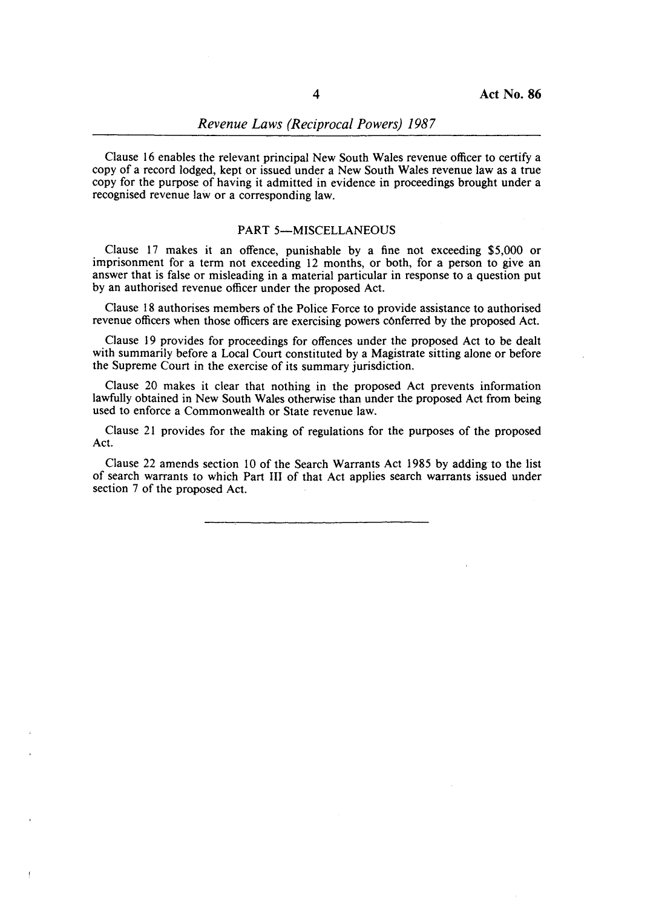Clause 16 enables the relevant principal New South Wales revenue officer to certify a copy of a record lodged, kept or issued under a New South Wales revenue law as a true copy for the purpose of having it admitted in evidence in proceedings brought under a recognised revenue law or a corresponding law.

## PART 5—MISCELLANEOUS

Clause 17 makes it an offence, punishable by a fine not exceeding $5,000 or imprisonment for a term not exceeding 12 months, or both, for a person to give an answer that is false or misleading in a material particular in response to a question put by an authorised revenue officer under the proposed Act.

Clause 18 authorises members of the Police Force to provide assistance to authorised revenue officers when those officers are exercising powers conferred by the proposed Act.

Clause 19 provides for proceedings for offences under the proposed Act to be dealt with summarily before a Local Court constituted by a Magistrate sitting alone or before the Supreme Court in the exercise of its summary jurisdiction.

Clause 20 makes it clear that nothing in the proposed Act prevents information lawfully obtained in New South Wales otherwise than under the proposed Act from being used to enforce a Commonwealth or State revenue law.

Clause 21 provides for the making of regulations for the purposes of the proposed Act.

Clause 22 amends section 10 of the Search Warrants Act 1985 by adding to the list of search warrants to which Part III of that Act applies search warrants issued under section 7 of the proposed Act.